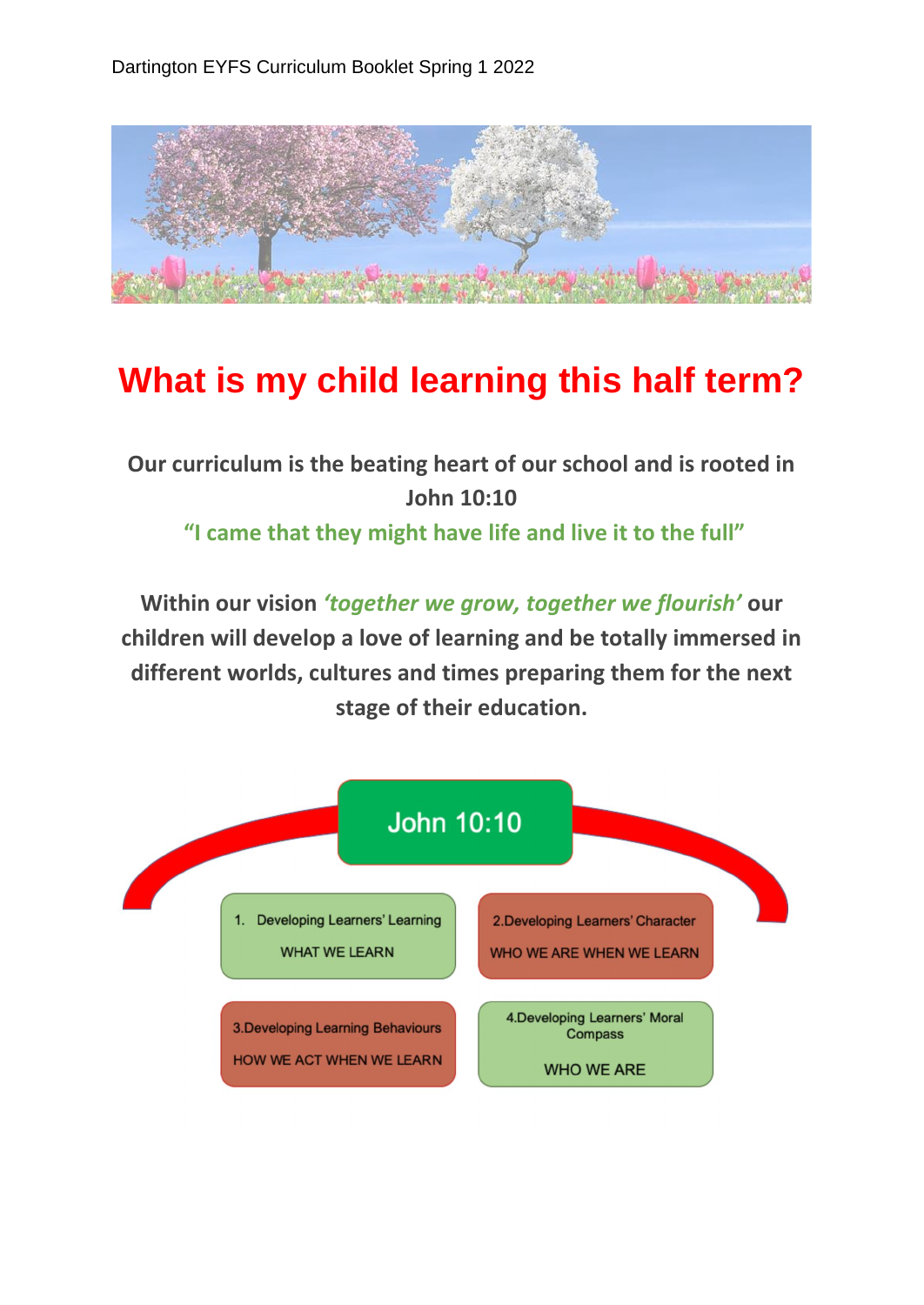Dartington EYFS Curriculum Booklet Spring 1 2022

# What is my child learning this half term?

**Our curriculum is the beating heart of our school and is rooted in John 10:10**

**"I came that they might have life and live it to the full"**

**Within our vision *'together we grow, together we flourish'* our children will develop a love of learning and be totally immersed in different worlds, cultures and times preparing them for the next stage of their education.**

John 10:10

1. Developing Learners' Learning
   WHAT WE LEARN

2. Developing Learners' Character
   WHO WE ARE WHEN WE LEARN

3. Developing Learning Behaviours
   HOW WE ACT WHEN WE LEARN

4. Developing Learners' Moral Compass
   WHO WE ARE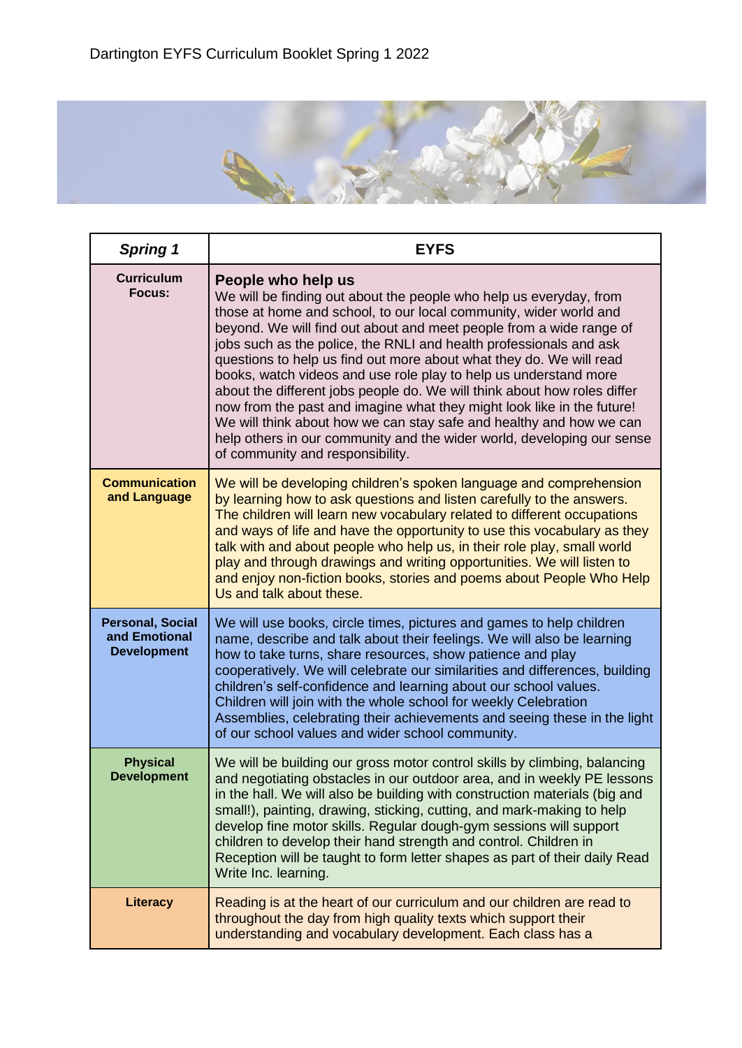Dartington EYFS Curriculum Booklet Spring 1 2022

| ***Spring 1*** | **EYFS** |
|---|---|
| **Curriculum Focus:** | **People who help us** We will be finding out about the people who help us everyday, from those at home and school, to our local community, wider world and beyond. We will find out about and meet people from a wide range of jobs such as the police, the RNLI and health professionals and ask questions to help us find out more about what they do. We will read books, watch videos and use role play to help us understand more about the different jobs people do. We will think about how roles differ now from the past and imagine what they might look like in the future! We will think about how we can stay safe and healthy and how we can help others in our community and the wider world, developing our sense of community and responsibility. |
| **Communication and Language** | We will be developing children's spoken language and comprehension by learning how to ask questions and listen carefully to the answers. The children will learn new vocabulary related to different occupations and ways of life and have the opportunity to use this vocabulary as they talk with and about people who help us, in their role play, small world play and through drawings and writing opportunities. We will listen to and enjoy non-fiction books, stories and poems about People Who Help Us and talk about these. |
| **Personal, Social and Emotional Development** | We will use books, circle times, pictures and games to help children name, describe and talk about their feelings. We will also be learning how to take turns, share resources, show patience and play cooperatively. We will celebrate our similarities and differences, building children's self-confidence and learning about our school values. Children will join with the whole school for weekly Celebration Assemblies, celebrating their achievements and seeing these in the light of our school values and wider school community. |
| **Physical Development** | We will be building our gross motor control skills by climbing, balancing and negotiating obstacles in our outdoor area, and in weekly PE lessons in the hall. We will also be building with construction materials (big and small!), painting, drawing, sticking, cutting, and mark-making to help develop fine motor skills. Regular dough-gym sessions will support children to develop their hand strength and control. Children in Reception will be taught to form letter shapes as part of their daily Read Write Inc. learning. |
| **Literacy** | Reading is at the heart of our curriculum and our children are read to throughout the day from high quality texts which support their understanding and vocabulary development. Each class has a |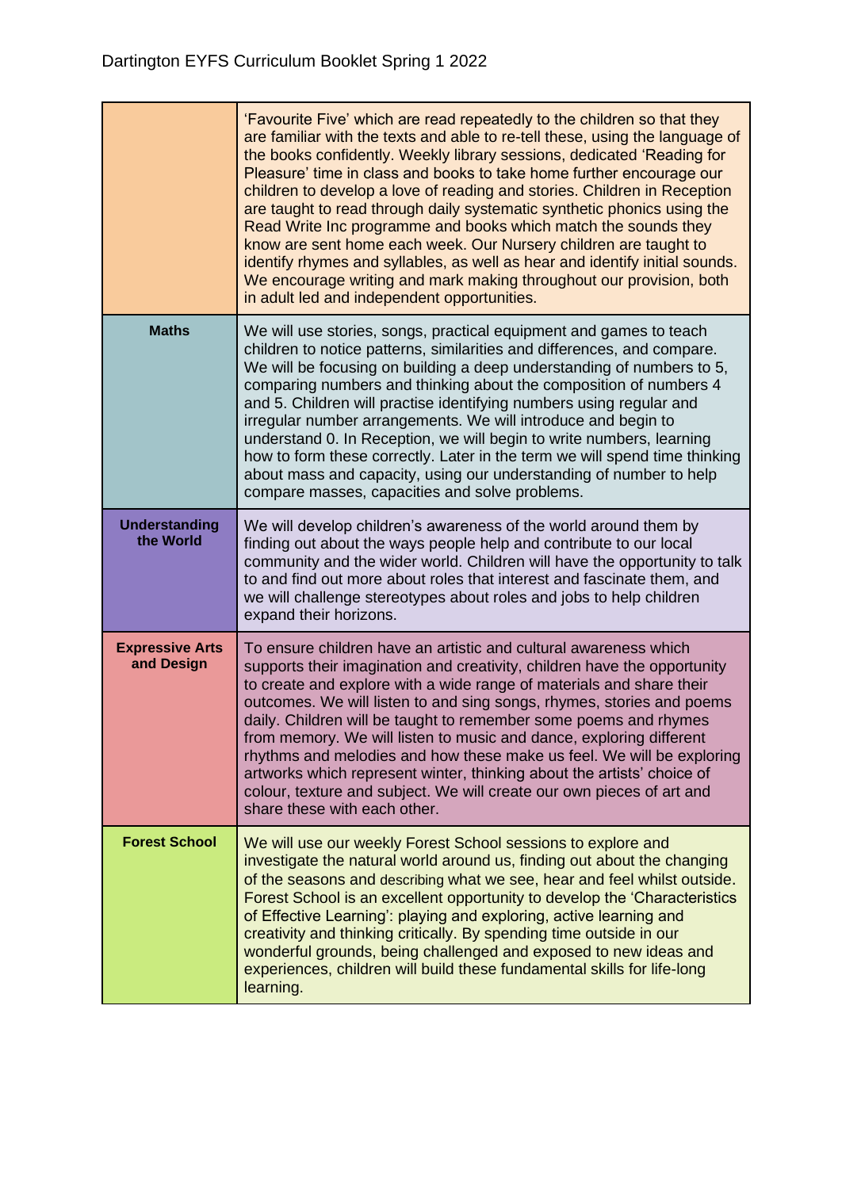| | |
|---|---|
| | 'Favourite Five' which are read repeatedly to the children so that they are familiar with the texts and able to re-tell these, using the language of the books confidently. Weekly library sessions, dedicated 'Reading for Pleasure' time in class and books to take home further encourage our children to develop a love of reading and stories. Children in Reception are taught to read through daily systematic synthetic phonics using the Read Write Inc programme and books which match the sounds they know are sent home each week. Our Nursery children are taught to identify rhymes and syllables, as well as hear and identify initial sounds. We encourage writing and mark making throughout our provision, both in adult led and independent opportunities. |
| **Maths** | We will use stories, songs, practical equipment and games to teach children to notice patterns, similarities and differences, and compare. We will be focusing on building a deep understanding of numbers to 5, comparing numbers and thinking about the composition of numbers 4 and 5. Children will practise identifying numbers using regular and irregular number arrangements. We will introduce and begin to understand 0. In Reception, we will begin to write numbers, learning how to form these correctly. Later in the term we will spend time thinking about mass and capacity, using our understanding of number to help compare masses, capacities and solve problems. |
| **Understanding the World** | We will develop children's awareness of the world around them by finding out about the ways people help and contribute to our local community and the wider world. Children will have the opportunity to talk to and find out more about roles that interest and fascinate them, and we will challenge stereotypes about roles and jobs to help children expand their horizons. |
| **Expressive Arts and Design** | To ensure children have an artistic and cultural awareness which supports their imagination and creativity, children have the opportunity to create and explore with a wide range of materials and share their outcomes. We will listen to and sing songs, rhymes, stories and poems daily. Children will be taught to remember some poems and rhymes from memory. We will listen to music and dance, exploring different rhythms and melodies and how these make us feel. We will be exploring artworks which represent winter, thinking about the artists' choice of colour, texture and subject. We will create our own pieces of art and share these with each other. |
| **Forest School** | We will use our weekly Forest School sessions to explore and investigate the natural world around us, finding out about the changing of the seasons and describing what we see, hear and feel whilst outside. Forest School is an excellent opportunity to develop the 'Characteristics of Effective Learning': playing and exploring, active learning and creativity and thinking critically. By spending time outside in our wonderful grounds, being challenged and exposed to new ideas and experiences, children will build these fundamental skills for life-long learning. |